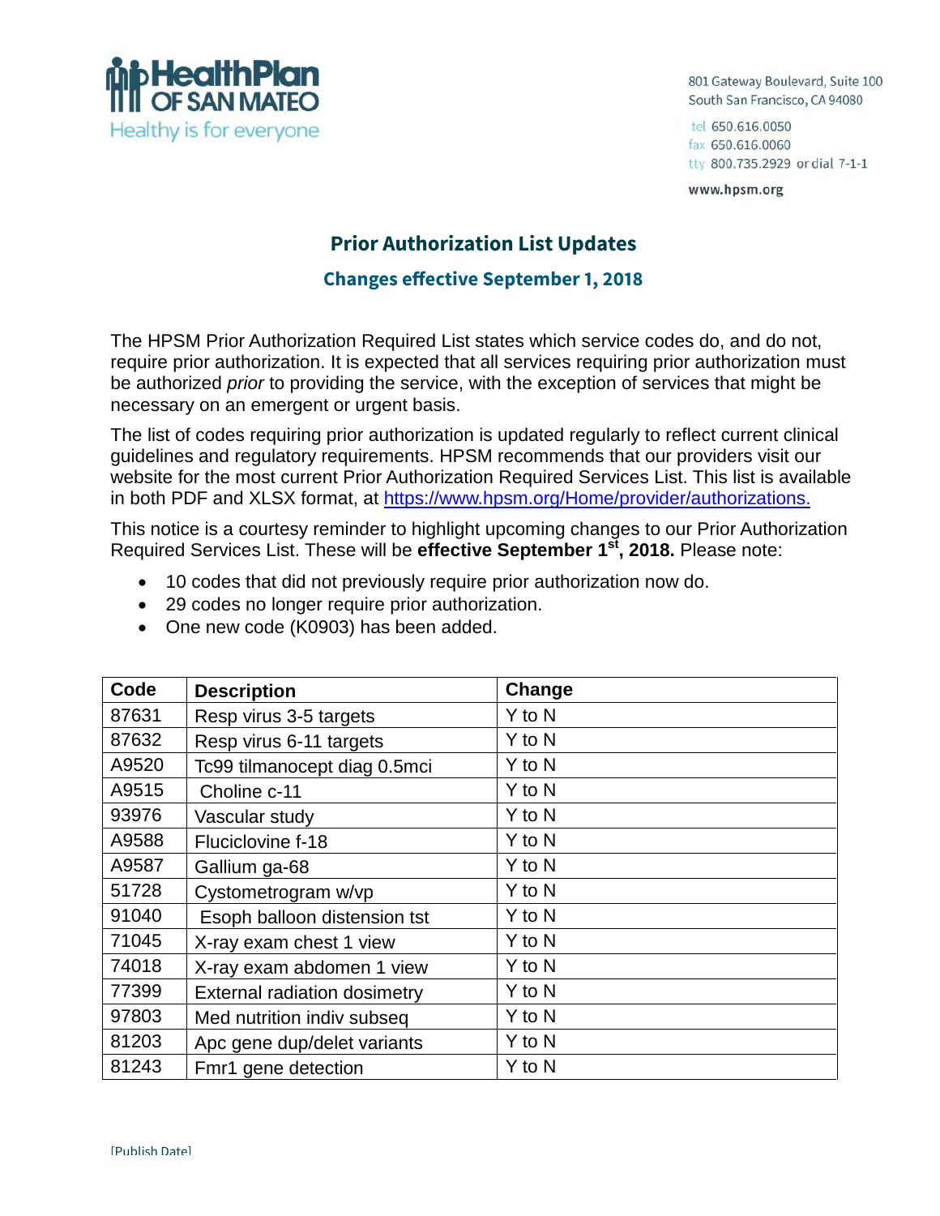HealthPlan OF SAN MATEO
Healthy is for everyone

801 Gateway Boulevard, Suite 100
South San Francisco, CA 94080

tel 650.616.0050
fax 650.616.0060
tty 800.735.2929 or dial 7-1-1

www.hpsm.org

# Prior Authorization List Updates

## Changes effective September 1, 2018

The HPSM Prior Authorization Required List states which service codes do, and do not, require prior authorization. It is expected that all services requiring prior authorization must be authorized *prior* to providing the service, with the exception of services that might be necessary on an emergent or urgent basis.

The list of codes requiring prior authorization is updated regularly to reflect current clinical guidelines and regulatory requirements. HPSM recommends that our providers visit our website for the most current Prior Authorization Required Services List. This list is available in both PDF and XLSX format, at https://www.hpsm.org/Home/provider/authorizations.

This notice is a courtesy reminder to highlight upcoming changes to our Prior Authorization Required Services List. These will be **effective September 1st, 2018.** Please note:

- 10 codes that did not previously require prior authorization now do.
- 29 codes no longer require prior authorization.
- One new code (K0903) has been added.

| Code | Description | Change |
|---|---|---|
| 87631 | Resp virus 3-5 targets | Y to N |
| 87632 | Resp virus 6-11 targets | Y to N |
| A9520 | Tc99 tilmanocept diag 0.5mci | Y to N |
| A9515 | Choline c-11 | Y to N |
| 93976 | Vascular study | Y to N |
| A9588 | Fluciclovine f-18 | Y to N |
| A9587 | Gallium ga-68 | Y to N |
| 51728 | Cystometrogram w/vp | Y to N |
| 91040 | Esoph balloon distension tst | Y to N |
| 71045 | X-ray exam chest 1 view | Y to N |
| 74018 | X-ray exam abdomen 1 view | Y to N |
| 77399 | External radiation dosimetry | Y to N |
| 97803 | Med nutrition indiv subseq | Y to N |
| 81203 | Apc gene dup/delet variants | Y to N |
| 81243 | Fmr1 gene detection | Y to N |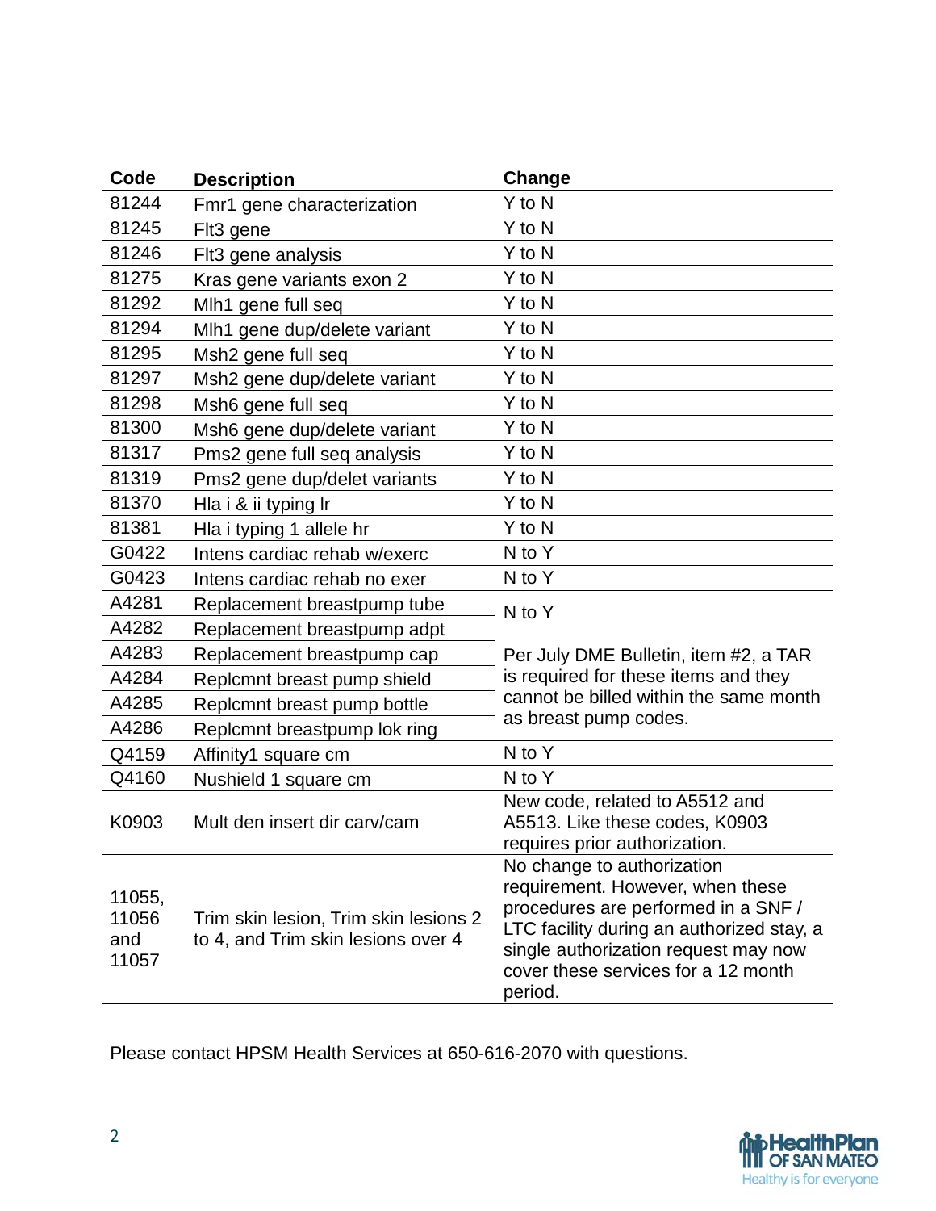| Code | Description | Change |
|---|---|---|
| 81244 | Fmr1 gene characterization | Y to N |
| 81245 | Flt3 gene | Y to N |
| 81246 | Flt3 gene analysis | Y to N |
| 81275 | Kras gene variants exon 2 | Y to N |
| 81292 | Mlh1 gene full seq | Y to N |
| 81294 | Mlh1 gene dup/delete variant | Y to N |
| 81295 | Msh2 gene full seq | Y to N |
| 81297 | Msh2 gene dup/delete variant | Y to N |
| 81298 | Msh6 gene full seq | Y to N |
| 81300 | Msh6 gene dup/delete variant | Y to N |
| 81317 | Pms2 gene full seq analysis | Y to N |
| 81319 | Pms2 gene dup/delet variants | Y to N |
| 81370 | Hla i & ii typing lr | Y to N |
| 81381 | Hla i typing 1 allele hr | Y to N |
| G0422 | Intens cardiac rehab w/exerc | N to Y |
| G0423 | Intens cardiac rehab no exer | N to Y |
| A4281 | Replacement breastpump tube | N to Y<br><br>Per July DME Bulletin, item #2, a TAR is required for these items and they cannot be billed within the same month as breast pump codes. |
| A4282 | Replacement breastpump adpt | |
| A4283 | Replacement breastpump cap | |
| A4284 | Replcmnt breast pump shield | |
| A4285 | Replcmnt breast pump bottle | |
| A4286 | Replcmnt breastpump lok ring | |
| Q4159 | Affinity1 square cm | N to Y |
| Q4160 | Nushield 1 square cm | N to Y |
| K0903 | Mult den insert dir carv/cam | New code, related to A5512 and A5513. Like these codes, K0903 requires prior authorization. |
| 11055, 11056 and 11057 | Trim skin lesion, Trim skin lesions 2 to 4, and Trim skin lesions over 4 | No change to authorization requirement. However, when these procedures are performed in a SNF / LTC facility during an authorized stay, a single authorization request may now cover these services for a 12 month period. |

Please contact HPSM Health Services at 650-616-2070 with questions.